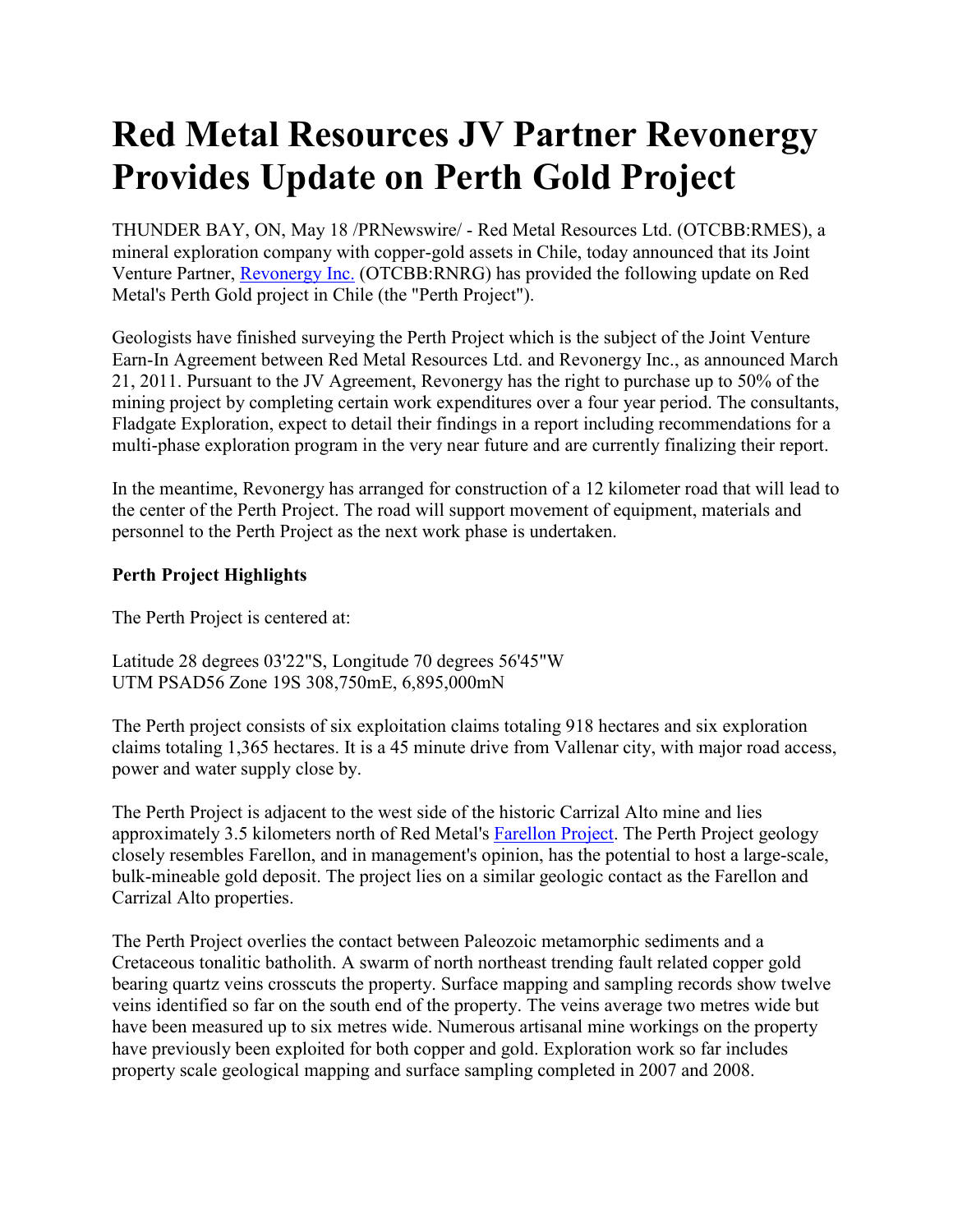# Red Metal Resources JV Partner Revonergy Provides Update on Perth Gold Project

THUNDER BAY, ON, May 18 /PRNewswire/ - Red Metal Resources Ltd. (OTCBB:RMES), a mineral exploration company with copper-gold assets in Chile, today announced that its Joint Venture Partner, Revonergy Inc. (OTCBB:RNRG) has provided the following update on Red Metal's Perth Gold project in Chile (the "Perth Project").

Geologists have finished surveying the Perth Project which is the subject of the Joint Venture Earn-In Agreement between Red Metal Resources Ltd. and Revonergy Inc., as announced March 21, 2011. Pursuant to the JV Agreement, Revonergy has the right to purchase up to 50% of the mining project by completing certain work expenditures over a four year period. The consultants, Fladgate Exploration, expect to detail their findings in a report including recommendations for a multi-phase exploration program in the very near future and are currently finalizing their report.

In the meantime, Revonergy has arranged for construction of a 12 kilometer road that will lead to the center of the Perth Project. The road will support movement of equipment, materials and personnel to the Perth Project as the next work phase is undertaken.

**Perth Project Highlights**

The Perth Project is centered at:

Latitude 28 degrees 03'22"S, Longitude 70 degrees 56'45"W
UTM PSAD56 Zone 19S 308,750mE, 6,895,000mN

The Perth project consists of six exploitation claims totaling 918 hectares and six exploration claims totaling 1,365 hectares. It is a 45 minute drive from Vallenar city, with major road access, power and water supply close by.

The Perth Project is adjacent to the west side of the historic Carrizal Alto mine and lies approximately 3.5 kilometers north of Red Metal's Farellon Project. The Perth Project geology closely resembles Farellon, and in management's opinion, has the potential to host a large-scale, bulk-mineable gold deposit. The project lies on a similar geologic contact as the Farellon and Carrizal Alto properties.

The Perth Project overlies the contact between Paleozoic metamorphic sediments and a Cretaceous tonalitic batholith. A swarm of north northeast trending fault related copper gold bearing quartz veins crosscuts the property. Surface mapping and sampling records show twelve veins identified so far on the south end of the property. The veins average two metres wide but have been measured up to six metres wide. Numerous artisanal mine workings on the property have previously been exploited for both copper and gold. Exploration work so far includes property scale geological mapping and surface sampling completed in 2007 and 2008.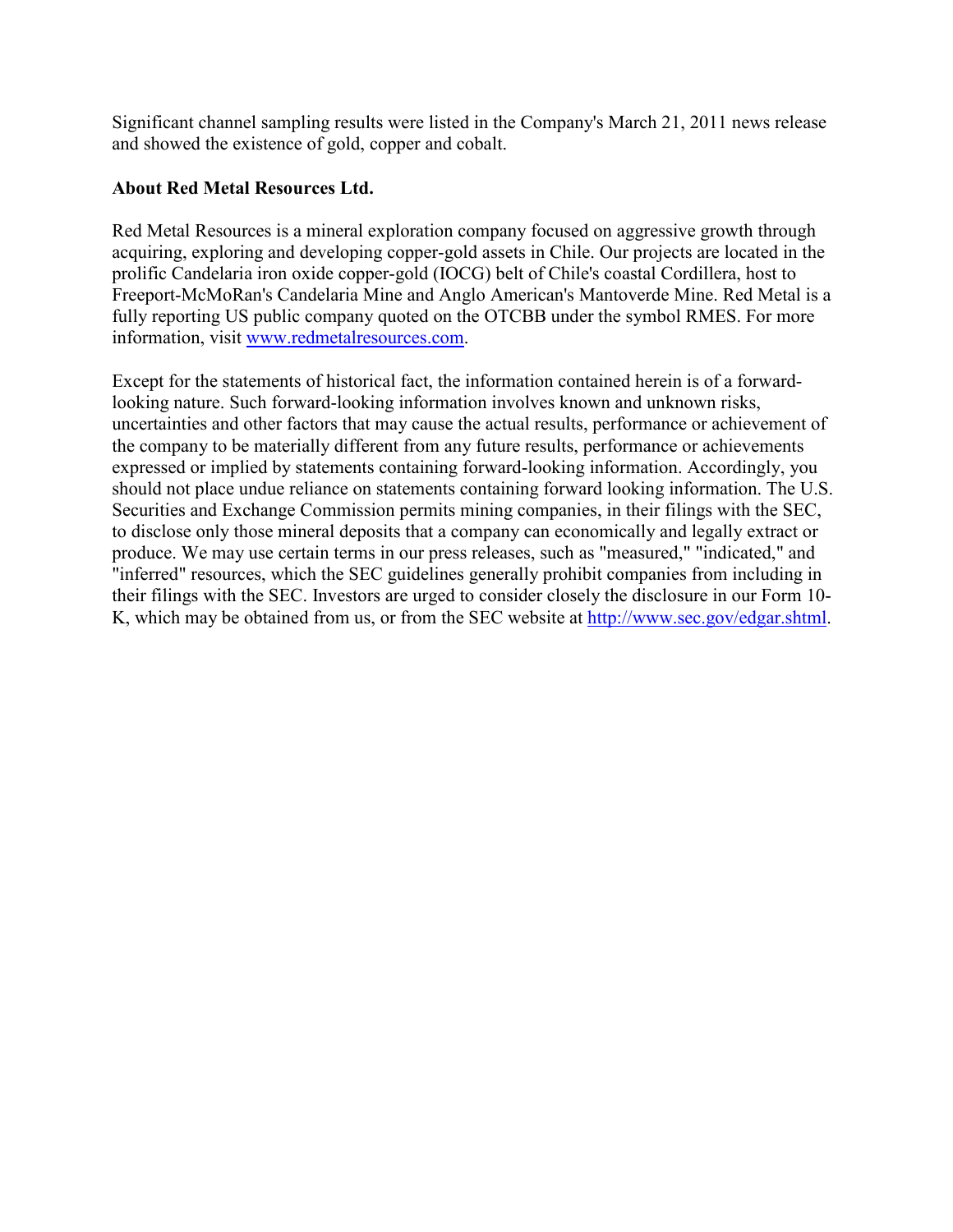Significant channel sampling results were listed in the Company's March 21, 2011 news release and showed the existence of gold, copper and cobalt.

**About Red Metal Resources Ltd.**

Red Metal Resources is a mineral exploration company focused on aggressive growth through acquiring, exploring and developing copper-gold assets in Chile. Our projects are located in the prolific Candelaria iron oxide copper-gold (IOCG) belt of Chile's coastal Cordillera, host to Freeport-McMoRan's Candelaria Mine and Anglo American's Mantoverde Mine. Red Metal is a fully reporting US public company quoted on the OTCBB under the symbol RMES. For more information, visit www.redmetalresources.com.

Except for the statements of historical fact, the information contained herein is of a forward-looking nature. Such forward-looking information involves known and unknown risks, uncertainties and other factors that may cause the actual results, performance or achievement of the company to be materially different from any future results, performance or achievements expressed or implied by statements containing forward-looking information. Accordingly, you should not place undue reliance on statements containing forward looking information. The U.S. Securities and Exchange Commission permits mining companies, in their filings with the SEC, to disclose only those mineral deposits that a company can economically and legally extract or produce. We may use certain terms in our press releases, such as "measured," "indicated," and "inferred" resources, which the SEC guidelines generally prohibit companies from including in their filings with the SEC. Investors are urged to consider closely the disclosure in our Form 10-K, which may be obtained from us, or from the SEC website at http://www.sec.gov/edgar.shtml.